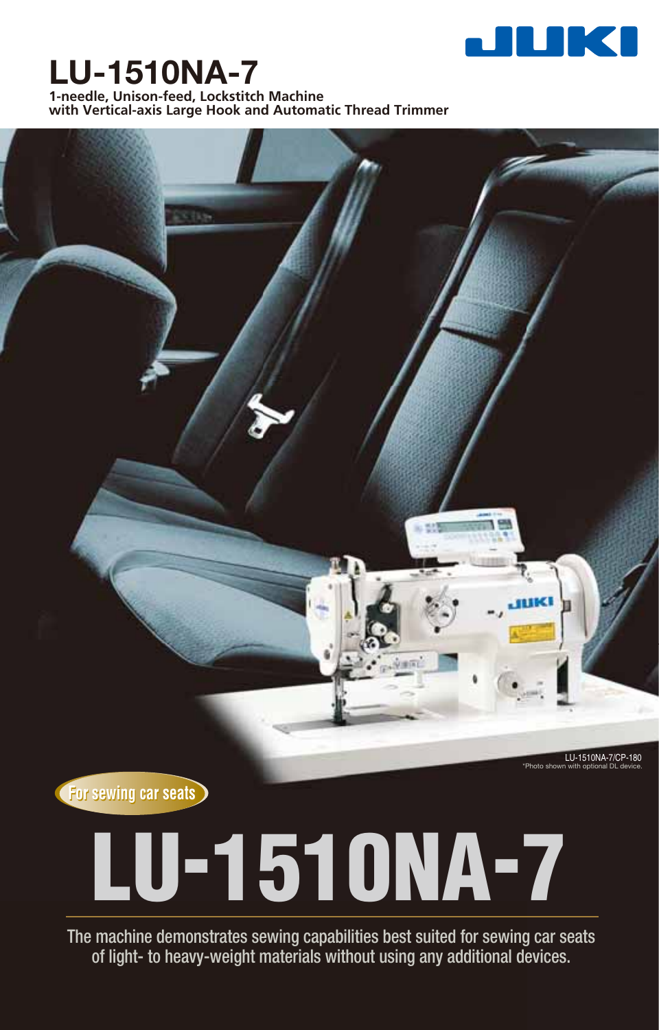JUKI

# LU-1510NA-7

**1-needle, Unison-feed, Lockstitch Machine with Vertical-axis Large Hook and Automatic Thread Trimmer**

LU-1510NA-7/CP-180
*Photo shown with optional DL device.

For sewing car seats

## LU-1510NA-7

The machine demonstrates sewing capabilities best suited for sewing car seats of light- to heavy-weight materials without using any additional devices.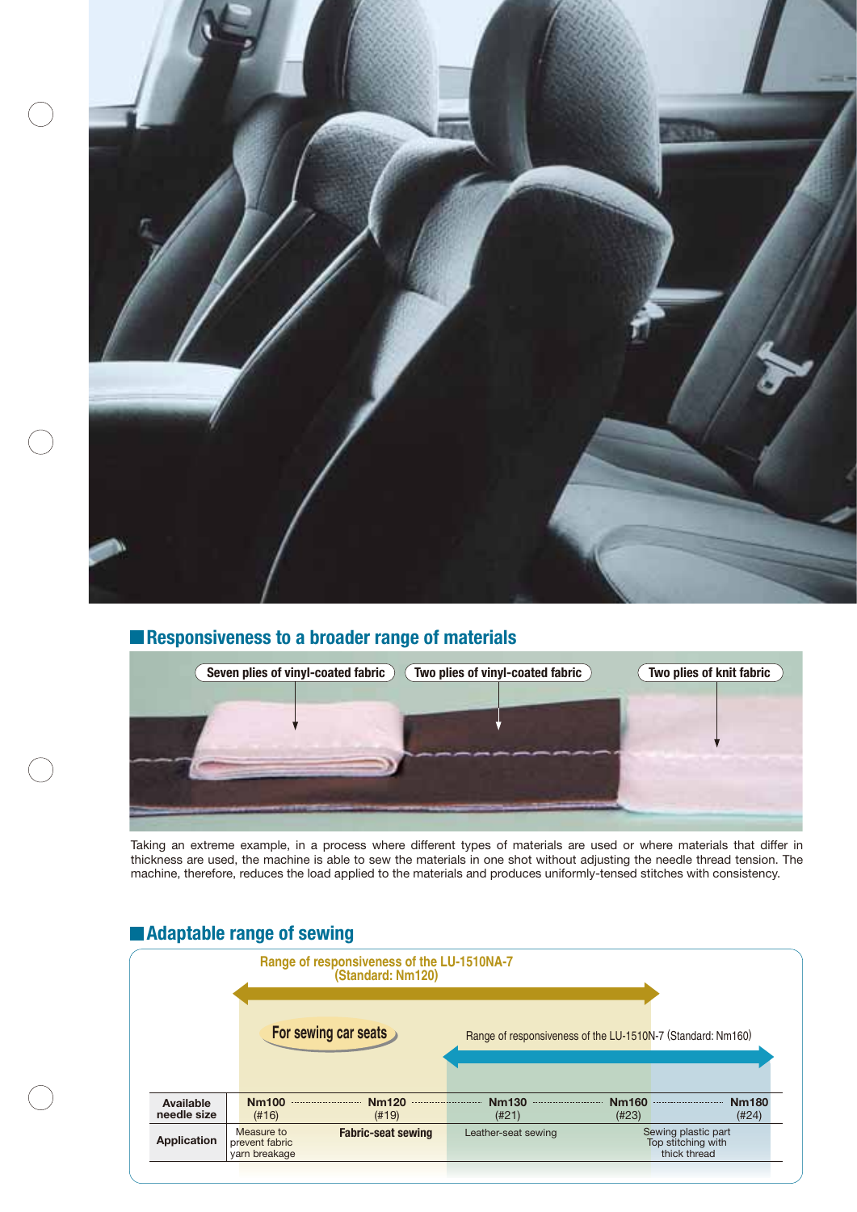## Responsiveness to a broader range of materials

Seven plies of vinyl-coated fabric | Two plies of vinyl-coated fabric | Two plies of knit fabric

Taking an extreme example, in a process where different types of materials are used or where materials that differ in thickness are used, the machine is able to sew the materials in one shot without adjusting the needle thread tension. The machine, therefore, reduces the load applied to the materials and produces uniformly-tensed stitches with consistency.

## Adaptable range of sewing

Range of responsiveness of the LU-1510NA-7 (Standard: Nm120)

For sewing car seats

Range of responsiveness of the LU-1510N-7 (Standard: Nm160)

| Available needle size | Nm100 (#16) | Nm120 (#19) | Nm130 (#21) | Nm160 (#23) | Nm180 (#24) |
|---|---|---|---|---|---|
| Application | Measure to prevent fabric yarn breakage | **Fabric-seat sewing** | Leather-seat sewing | Sewing plastic part Top stitching with thick thread | |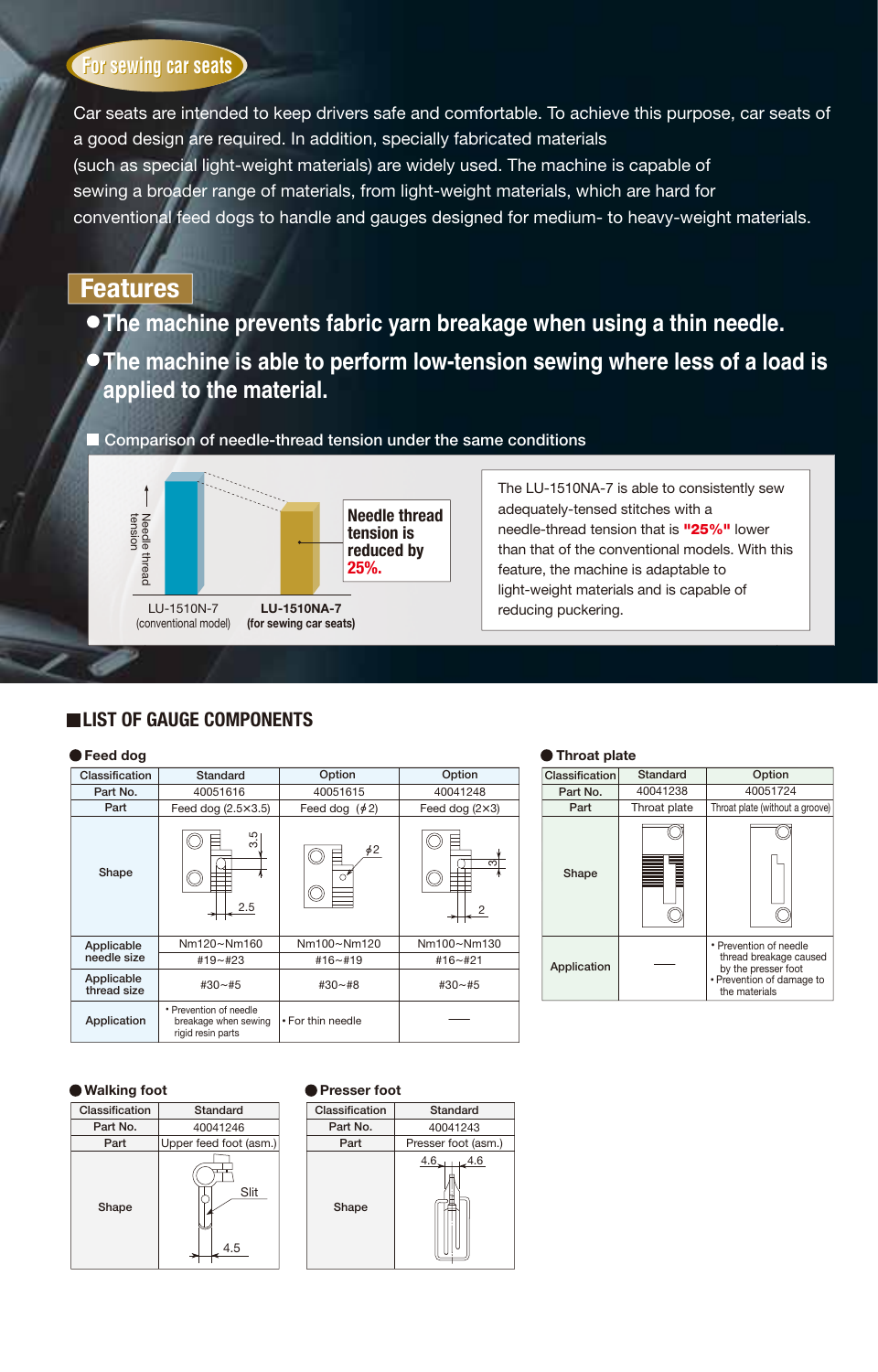## For sewing car seats

Car seats are intended to keep drivers safe and comfortable. To achieve this purpose, car seats of a good design are required. In addition, specially fabricated materials (such as special light-weight materials) are widely used. The machine is capable of sewing a broader range of materials, from light-weight materials, which are hard for conventional feed dogs to handle and gauges designed for medium- to heavy-weight materials.

## Features

- **The machine prevents fabric yarn breakage when using a thin needle.**
- **The machine is able to perform low-tension sewing where less of a load is applied to the material.**

■ Comparison of needle-thread tension under the same conditions

Needle thread tension

LU-1510N-7 (conventional model)

**LU-1510NA-7 (for sewing car seats)**

**Needle thread tension is reduced by 25%.**

The LU-1510NA-7 is able to consistently sew adequately-tensed stitches with a needle-thread tension that is **"25%"** lower than that of the conventional models. With this feature, the machine is adaptable to light-weight materials and is capable of reducing puckering.

## LIST OF GAUGE COMPONENTS

### ● Feed dog

| Classification | Standard | Option | Option |
|---|---|---|---|
| Part No. | 40051616 | 40051615 | 40041248 |
| Part | Feed dog (2.5×3.5) | Feed dog (ϕ2) | Feed dog (2×3) |
| Shape | 3.5 / 2.5 | ϕ2 | 3 / 2 |
| Applicable needle size | Nm120~Nm160 | Nm100~Nm120 | Nm100~Nm130 |
| | #19~#23 | #16~#19 | #16~#21 |
| Applicable thread size | #30~#5 | #30~#8 | #30~#5 |
| Application | • Prevention of needle breakage when sewing rigid resin parts | • For thin needle | — |

### ● Throat plate

| Classification | Standard | Option |
|---|---|---|
| Part No. | 40041238 | 40051724 |
| Part | Throat plate | Throat plate (without a groove) |
| Shape | | |
| Application | — | • Prevention of needle thread breakage caused by the presser foot<br>• Prevention of damage to the materials |

### ● Walking foot

| Classification | Standard |
|---|---|
| Part No. | 40041246 |
| Part | Upper feed foot (asm.) |
| Shape | Slit / 4.5 |

### ● Presser foot

| Classification | Standard |
|---|---|
| Part No. | 40041243 |
| Part | Presser foot (asm.) |
| Shape | 4.6 / 4.6 |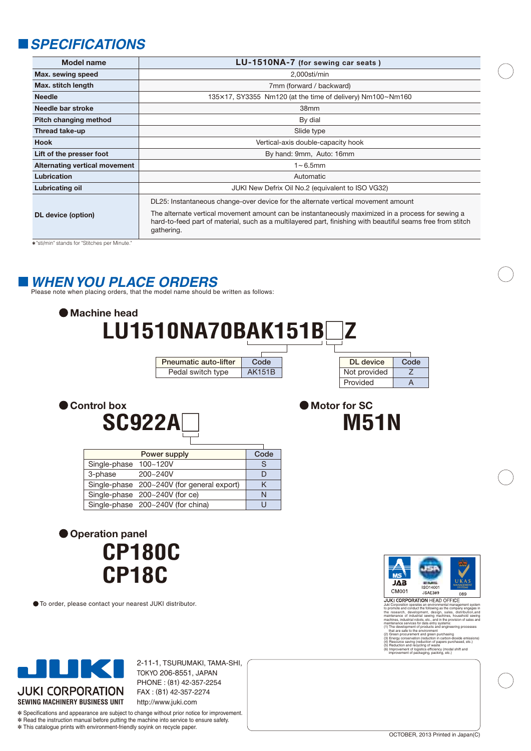## SPECIFICATIONS

| Model name | LU-1510NA-7 (for sewing car seats ) |
|---|---|
| Max. sewing speed | 2,000sti/min |
| Max. stitch length | 7mm (forward / backward) |
| Needle | 135×17, SY3355 Nm120 (at the time of delivery) Nm100~Nm160 |
| Needle bar stroke | 38mm |
| Pitch changing method | By dial |
| Thread take-up | Slide type |
| Hook | Vertical-axis double-capacity hook |
| Lift of the presser foot | By hand: 9mm, Auto: 16mm |
| Alternating vertical movement | 1~6.5mm |
| Lubrication | Automatic |
| Lubricating oil | JUKI New Defrix Oil No.2 (equivalent to ISO VG32) |
| DL device (option) | DL25: Instantaneous change-over device for the alternate vertical movement amount<br>The alternate vertical movement amount can be instantaneously maximized in a process for sewing a hard-to-feed part of material, such as a multilayered part, finishing with beautiful seams free from stitch gathering. |

* "sti/min" stands for "Stitches per Minute."

## WHEN YOU PLACE ORDERS

Please note when placing orders, that the model name should be written as follows:

### ● Machine head

**LU1510NA70BAK151B□Z**

| Pneumatic auto-lifter | Code |
|---|---|
| Pedal switch type | AK151B |

| DL device | Code |
|---|---|
| Not provided | Z |
| Provided | A |

### ● Control box

**SC922A□**

| Power supply | Code |
|---|---|
| Single-phase 100~120V | S |
| 3-phase 200~240V | D |
| Single-phase 200~240V (for general export) | K |
| Single-phase 200~240V (for ce) | N |
| Single-phase 200~240V (for china) | U |

### ● Motor for SC

**M51N**

### ● Operation panel

**CP180C**
**CP18C**

● To order, please contact your nearest JUKI distributor.

CM001 ISO14001 JSAE389 089

JUKI CORPORATION HEAD OFFICE
Juki Corporation operates an environmental management system to promote and conduct the following as the company engages in the research, development, design, sales, distribution,and maintenance of industrial sewing machines, household sewing machines, industrial robots, etc., and in the provision of sales and maintenance services for data entry systems:
(1) The development of products and engineering processes that are safe to the environment
(2) Green procurement and green purchasing
(3) Energy conservation (reduction in carbon-dioxide emissions)
(4) Resource saving (reduction of papers purchased, etc.)
(5) Reduction and recycling of waste
(6) Improvement of logistics efficiency (modal shift and improvement of packaging, packing, etc.)

JUKI CORPORATION
SEWING MACHINERY BUSINESS UNIT

2-11-1, TSURUMAKI, TAMA-SHI,
TOKYO 206-8551, JAPAN
PHONE : (81) 42-357-2254
FAX : (81) 42-357-2274
http://www.juki.com

* Specifications and appearance are subject to change without prior notice for improvement.
* Read the instruction manual before putting the machine into service to ensure safety.
* This catalogue prints with environment-friendly soyink on recycle paper.

OCTOBER, 2013 Printed in Japan(C)